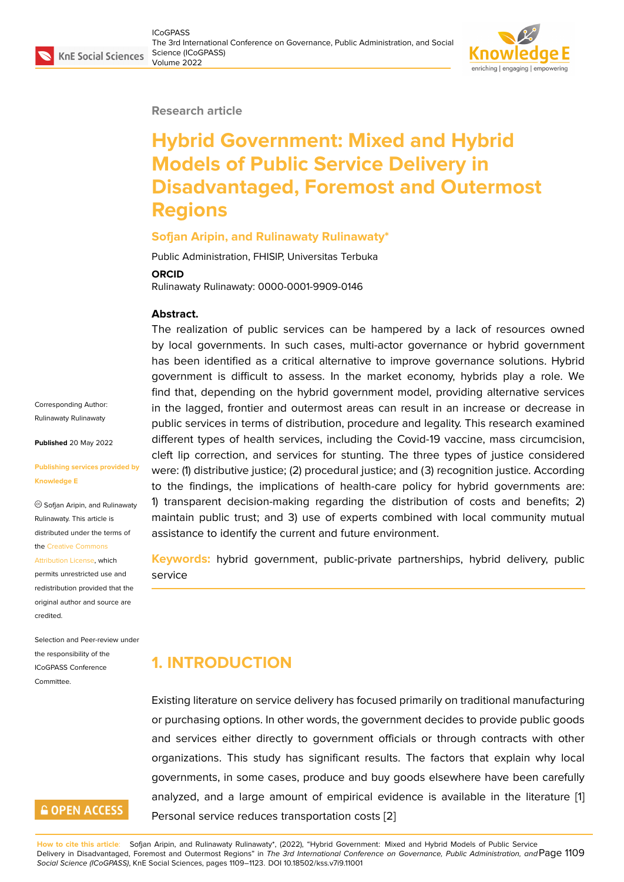Research article

# Hybrid Government: Mixed and Hybrid Models of Public Service Delivery in Disadvantaged, Foremost and Outermost Regions

**Sofjan Aripin, and Rulinawaty Rulinawaty***

Public Administration, FHISIP, Universitas Terbuka

**ORCID**

Rulinawaty Rulinawaty: 0000-0001-9909-0146

Corresponding Author: Rulinawaty Rulinawaty

**Published** 20 May 2022

**Publishing services provided by Knowledge E**

© Sofjan Aripin, and Rulinawaty Rulinawaty. This article is distributed under the terms of the Creative Commons Attribution License, which permits unrestricted use and redistribution provided that the original author and source are credited.

Selection and Peer-review under the responsibility of the ICoGPASS Conference Committee.

**Abstract.**

The realization of public services can be hampered by a lack of resources owned by local governments. In such cases, multi-actor governance or hybrid government has been identified as a critical alternative to improve governance solutions. Hybrid government is difficult to assess. In the market economy, hybrids play a role. We find that, depending on the hybrid government model, providing alternative services in the lagged, frontier and outermost areas can result in an increase or decrease in public services in terms of distribution, procedure and legality. This research examined different types of health services, including the Covid-19 vaccine, mass circumcision, cleft lip correction, and services for stunting. The three types of justice considered were: (1) distributive justice; (2) procedural justice; and (3) recognition justice. According to the findings, the implications of health-care policy for hybrid governments are: 1) transparent decision-making regarding the distribution of costs and benefits; 2) maintain public trust; and 3) use of experts combined with local community mutual assistance to identify the current and future environment.

**Keywords:** hybrid government, public-private partnerships, hybrid delivery, public service

## 1. INTRODUCTION

Existing literature on service delivery has focused primarily on traditional manufacturing or purchasing options. In other words, the government decides to provide public goods and services either directly to government officials or through contracts with other organizations. This study has significant results. The factors that explain why local governments, in some cases, produce and buy goods elsewhere have been carefully analyzed, and a large amount of empirical evidence is available in the literature [1] Personal service reduces transportation costs [2]

**How to cite this article**: Sofjan Aripin, and Rulinawaty Rulinawaty*, (2022), "Hybrid Government: Mixed and Hybrid Models of Public Service Delivery in Disadvantaged, Foremost and Outermost Regions" in *The 3rd International Conference on Governance, Public Administration, and Social Science (ICoGPASS)*, KnE Social Sciences, pages 1109–1123. DOI 10.18502/kss.v7i9.11001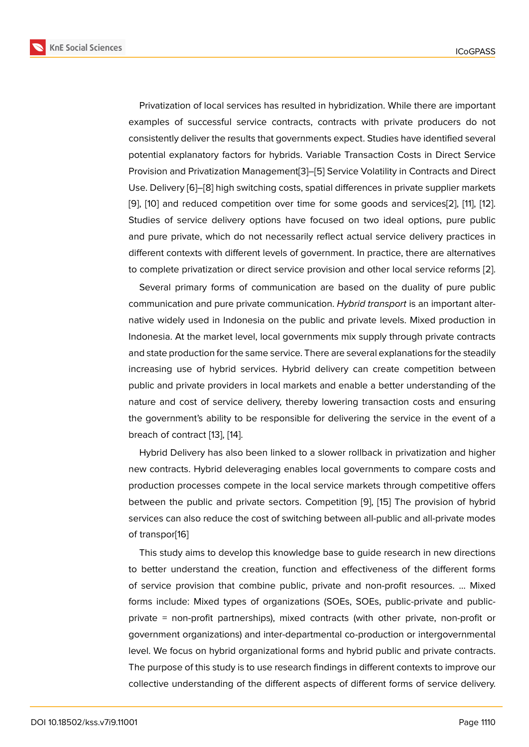Privatization of local services has resulted in hybridization. While there are important examples of successful service contracts, contracts with private producers do not consistently deliver the results that governments expect. Studies have identified several potential explanatory factors for hybrids. Variable Transaction Costs in Direct Service Provision and Privatization Management[3]–[5] Service Volatility in Contracts and Direct Use. Delivery [6]–[8] high switching costs, spatial differences in private supplier markets [9], [10] and reduced competition over time for some goods and services[2], [11], [12]. Studies of service delivery options have focused on two ideal options, pure public and pure private, which do not necessarily reflect actual service delivery practices in different contexts with different levels of government. In practice, there are alternatives to complete privatization or direct service provision and other local service reforms [2].

Several primary forms of communication are based on the duality of pure public communication and pure private communication. *Hybrid transport* is an important alternative widely used in Indonesia on the public and private levels. Mixed production in Indonesia. At the market level, local governments mix supply through private contracts and state production for the same service. There are several explanations for the steadily increasing use of hybrid services. Hybrid delivery can create competition between public and private providers in local markets and enable a better understanding of the nature and cost of service delivery, thereby lowering transaction costs and ensuring the government's ability to be responsible for delivering the service in the event of a breach of contract [13], [14].

Hybrid Delivery has also been linked to a slower rollback in privatization and higher new contracts. Hybrid deleveraging enables local governments to compare costs and production processes compete in the local service markets through competitive offers between the public and private sectors. Competition [9], [15] The provision of hybrid services can also reduce the cost of switching between all-public and all-private modes of transpor[16]

This study aims to develop this knowledge base to guide research in new directions to better understand the creation, function and effectiveness of the different forms of service provision that combine public, private and non-profit resources. ... Mixed forms include: Mixed types of organizations (SOEs, SOEs, public-private and public-private = non-profit partnerships), mixed contracts (with other private, non-profit or government organizations) and inter-departmental co-production or intergovernmental level. We focus on hybrid organizational forms and hybrid public and private contracts. The purpose of this study is to use research findings in different contexts to improve our collective understanding of the different aspects of different forms of service delivery.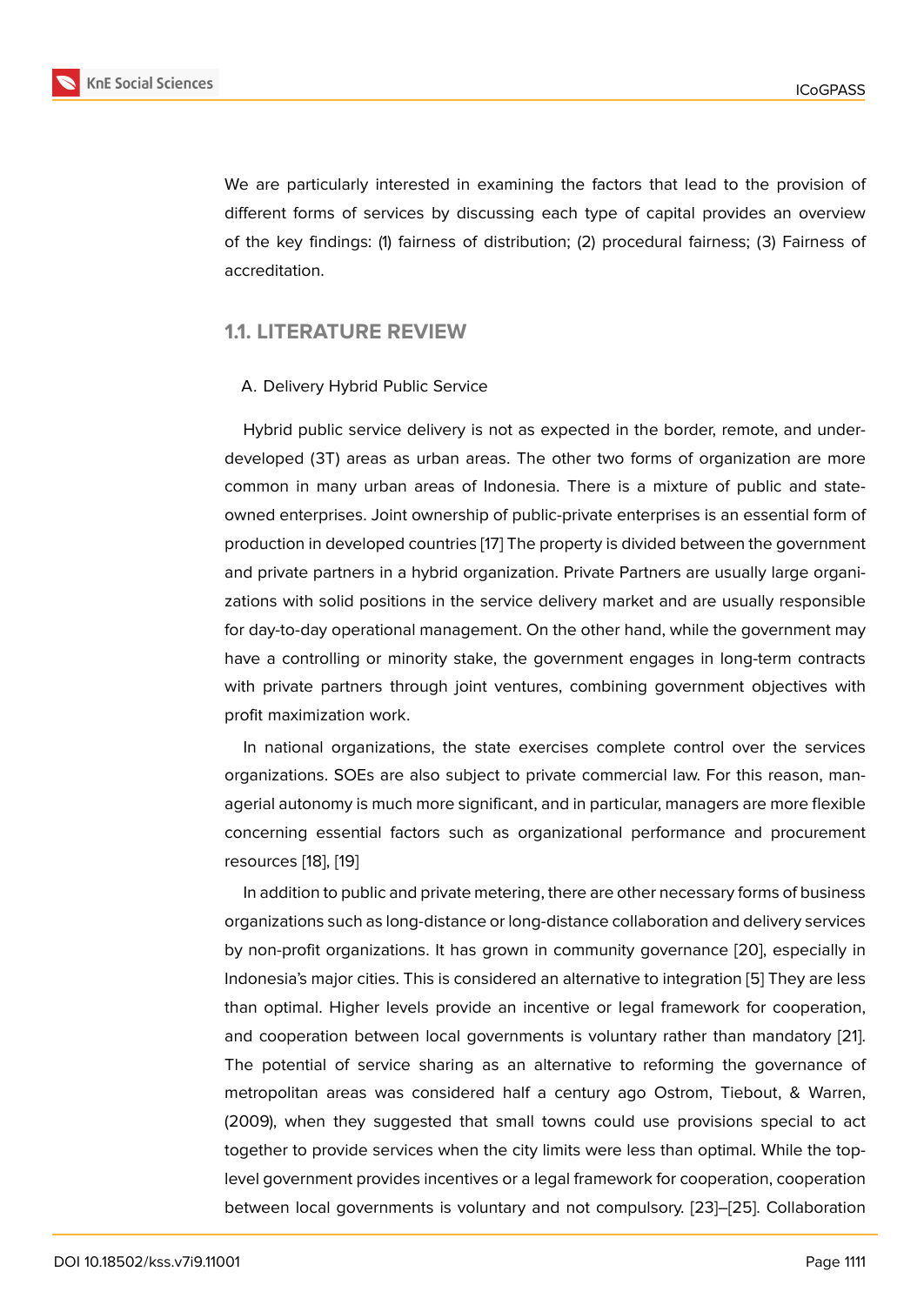We are particularly interested in examining the factors that lead to the provision of different forms of services by discussing each type of capital provides an overview of the key findings: (1) fairness of distribution; (2) procedural fairness; (3) Fairness of accreditation.

## 1.1. LITERATURE REVIEW

A. Delivery Hybrid Public Service

Hybrid public service delivery is not as expected in the border, remote, and underdeveloped (3T) areas as urban areas. The other two forms of organization are more common in many urban areas of Indonesia. There is a mixture of public and state-owned enterprises. Joint ownership of public-private enterprises is an essential form of production in developed countries [17] The property is divided between the government and private partners in a hybrid organization. Private Partners are usually large organizations with solid positions in the service delivery market and are usually responsible for day-to-day operational management. On the other hand, while the government may have a controlling or minority stake, the government engages in long-term contracts with private partners through joint ventures, combining government objectives with profit maximization work.

In national organizations, the state exercises complete control over the services organizations. SOEs are also subject to private commercial law. For this reason, managerial autonomy is much more significant, and in particular, managers are more flexible concerning essential factors such as organizational performance and procurement resources [18], [19]

In addition to public and private metering, there are other necessary forms of business organizations such as long-distance or long-distance collaboration and delivery services by non-profit organizations. It has grown in community governance [20], especially in Indonesia's major cities. This is considered an alternative to integration [5] They are less than optimal. Higher levels provide an incentive or legal framework for cooperation, and cooperation between local governments is voluntary rather than mandatory [21]. The potential of service sharing as an alternative to reforming the governance of metropolitan areas was considered half a century ago Ostrom, Tiebout, & Warren, (2009), when they suggested that small towns could use provisions special to act together to provide services when the city limits were less than optimal. While the top-level government provides incentives or a legal framework for cooperation, cooperation between local governments is voluntary and not compulsory. [23]–[25]. Collaboration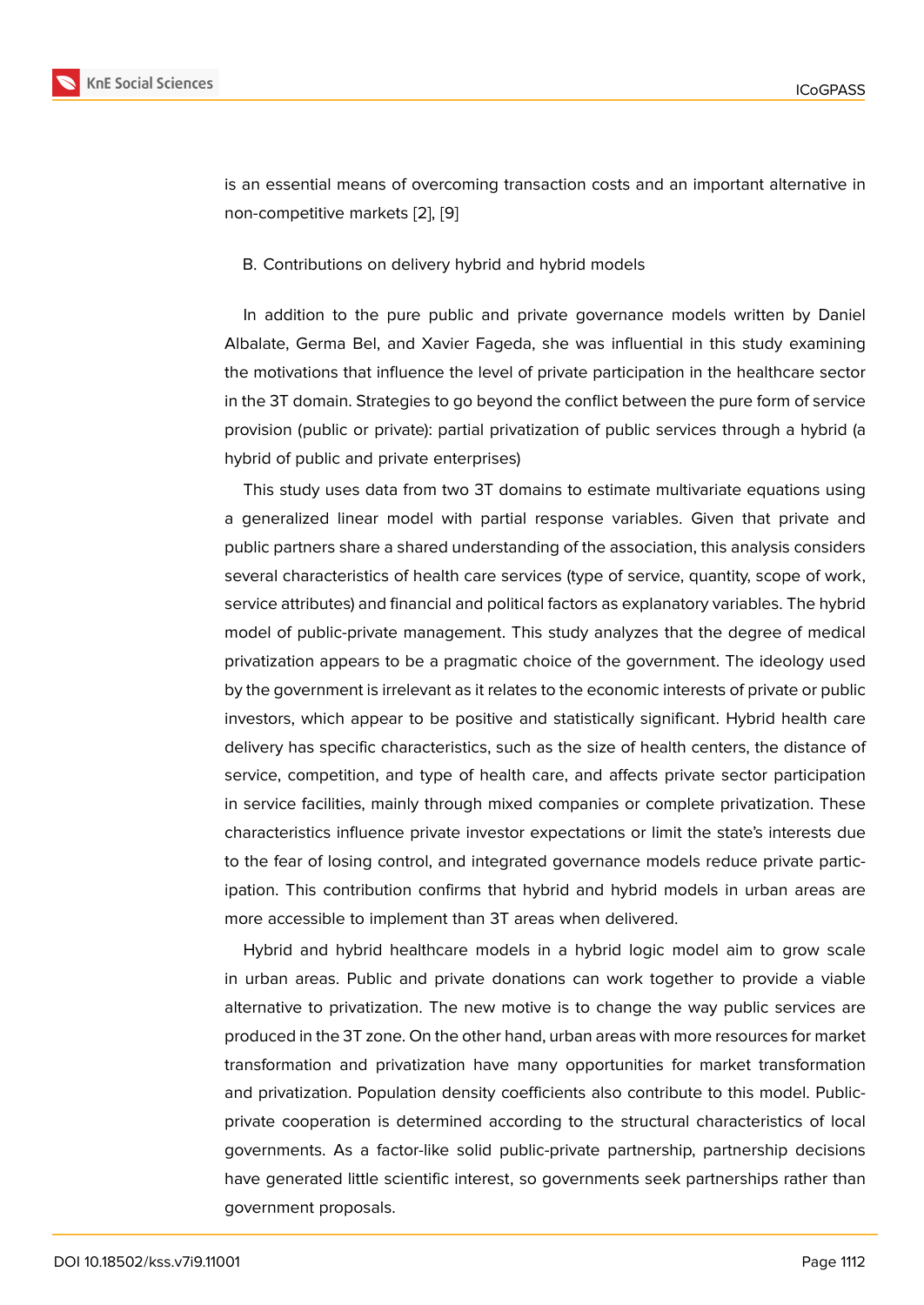is an essential means of overcoming transaction costs and an important alternative in non-competitive markets [2], [9]

B. Contributions on delivery hybrid and hybrid models

In addition to the pure public and private governance models written by Daniel Albalate, Germa Bel, and Xavier Fageda, she was influential in this study examining the motivations that influence the level of private participation in the healthcare sector in the 3T domain. Strategies to go beyond the conflict between the pure form of service provision (public or private): partial privatization of public services through a hybrid (a hybrid of public and private enterprises)

This study uses data from two 3T domains to estimate multivariate equations using a generalized linear model with partial response variables. Given that private and public partners share a shared understanding of the association, this analysis considers several characteristics of health care services (type of service, quantity, scope of work, service attributes) and financial and political factors as explanatory variables. The hybrid model of public-private management. This study analyzes that the degree of medical privatization appears to be a pragmatic choice of the government. The ideology used by the government is irrelevant as it relates to the economic interests of private or public investors, which appear to be positive and statistically significant. Hybrid health care delivery has specific characteristics, such as the size of health centers, the distance of service, competition, and type of health care, and affects private sector participation in service facilities, mainly through mixed companies or complete privatization. These characteristics influence private investor expectations or limit the state's interests due to the fear of losing control, and integrated governance models reduce private participation. This contribution confirms that hybrid and hybrid models in urban areas are more accessible to implement than 3T areas when delivered.

Hybrid and hybrid healthcare models in a hybrid logic model aim to grow scale in urban areas. Public and private donations can work together to provide a viable alternative to privatization. The new motive is to change the way public services are produced in the 3T zone. On the other hand, urban areas with more resources for market transformation and privatization have many opportunities for market transformation and privatization. Population density coefficients also contribute to this model. Public-private cooperation is determined according to the structural characteristics of local governments. As a factor-like solid public-private partnership, partnership decisions have generated little scientific interest, so governments seek partnerships rather than government proposals.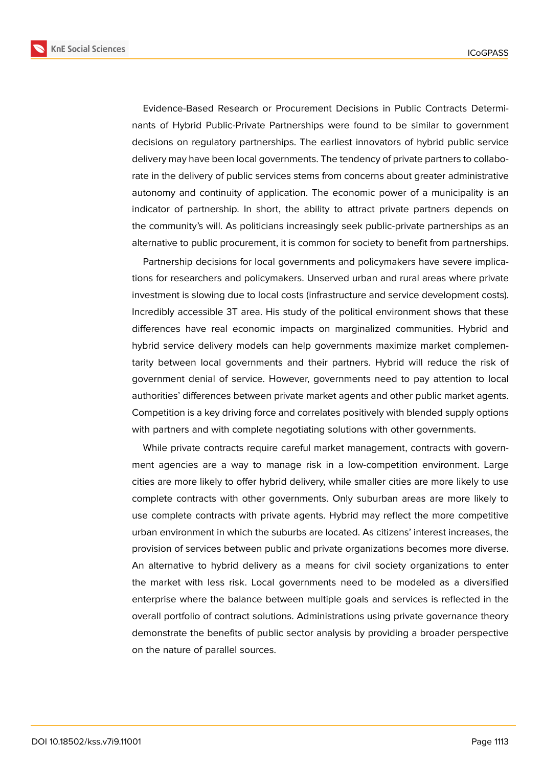Evidence-Based Research or Procurement Decisions in Public Contracts Determinants of Hybrid Public-Private Partnerships were found to be similar to government decisions on regulatory partnerships. The earliest innovators of hybrid public service delivery may have been local governments. The tendency of private partners to collaborate in the delivery of public services stems from concerns about greater administrative autonomy and continuity of application. The economic power of a municipality is an indicator of partnership. In short, the ability to attract private partners depends on the community's will. As politicians increasingly seek public-private partnerships as an alternative to public procurement, it is common for society to benefit from partnerships.

Partnership decisions for local governments and policymakers have severe implications for researchers and policymakers. Unserved urban and rural areas where private investment is slowing due to local costs (infrastructure and service development costs). Incredibly accessible 3T area. His study of the political environment shows that these differences have real economic impacts on marginalized communities. Hybrid and hybrid service delivery models can help governments maximize market complementarity between local governments and their partners. Hybrid will reduce the risk of government denial of service. However, governments need to pay attention to local authorities' differences between private market agents and other public market agents. Competition is a key driving force and correlates positively with blended supply options with partners and with complete negotiating solutions with other governments.

While private contracts require careful market management, contracts with government agencies are a way to manage risk in a low-competition environment. Large cities are more likely to offer hybrid delivery, while smaller cities are more likely to use complete contracts with other governments. Only suburban areas are more likely to use complete contracts with private agents. Hybrid may reflect the more competitive urban environment in which the suburbs are located. As citizens' interest increases, the provision of services between public and private organizations becomes more diverse. An alternative to hybrid delivery as a means for civil society organizations to enter the market with less risk. Local governments need to be modeled as a diversified enterprise where the balance between multiple goals and services is reflected in the overall portfolio of contract solutions. Administrations using private governance theory demonstrate the benefits of public sector analysis by providing a broader perspective on the nature of parallel sources.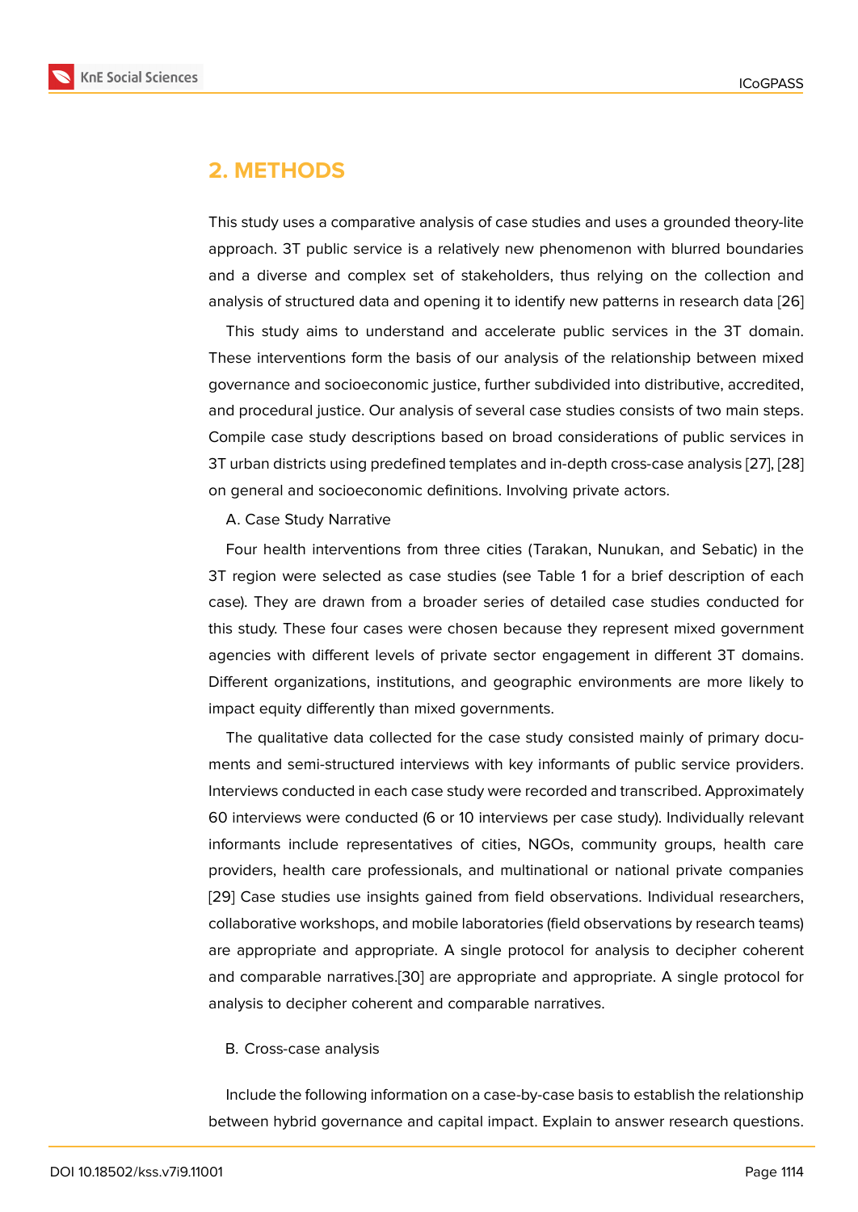## 2. METHODS

This study uses a comparative analysis of case studies and uses a grounded theory-lite approach. 3T public service is a relatively new phenomenon with blurred boundaries and a diverse and complex set of stakeholders, thus relying on the collection and analysis of structured data and opening it to identify new patterns in research data [26]

This study aims to understand and accelerate public services in the 3T domain. These interventions form the basis of our analysis of the relationship between mixed governance and socioeconomic justice, further subdivided into distributive, accredited, and procedural justice. Our analysis of several case studies consists of two main steps. Compile case study descriptions based on broad considerations of public services in 3T urban districts using predefined templates and in-depth cross-case analysis [27], [28] on general and socioeconomic definitions. Involving private actors.

A. Case Study Narrative

Four health interventions from three cities (Tarakan, Nunukan, and Sebatic) in the 3T region were selected as case studies (see Table 1 for a brief description of each case). They are drawn from a broader series of detailed case studies conducted for this study. These four cases were chosen because they represent mixed government agencies with different levels of private sector engagement in different 3T domains. Different organizations, institutions, and geographic environments are more likely to impact equity differently than mixed governments.

The qualitative data collected for the case study consisted mainly of primary documents and semi-structured interviews with key informants of public service providers. Interviews conducted in each case study were recorded and transcribed. Approximately 60 interviews were conducted (6 or 10 interviews per case study). Individually relevant informants include representatives of cities, NGOs, community groups, health care providers, health care professionals, and multinational or national private companies [29] Case studies use insights gained from field observations. Individual researchers, collaborative workshops, and mobile laboratories (field observations by research teams) are appropriate and appropriate. A single protocol for analysis to decipher coherent and comparable narratives.[30] are appropriate and appropriate. A single protocol for analysis to decipher coherent and comparable narratives.

B. Cross-case analysis

Include the following information on a case-by-case basis to establish the relationship between hybrid governance and capital impact. Explain to answer research questions.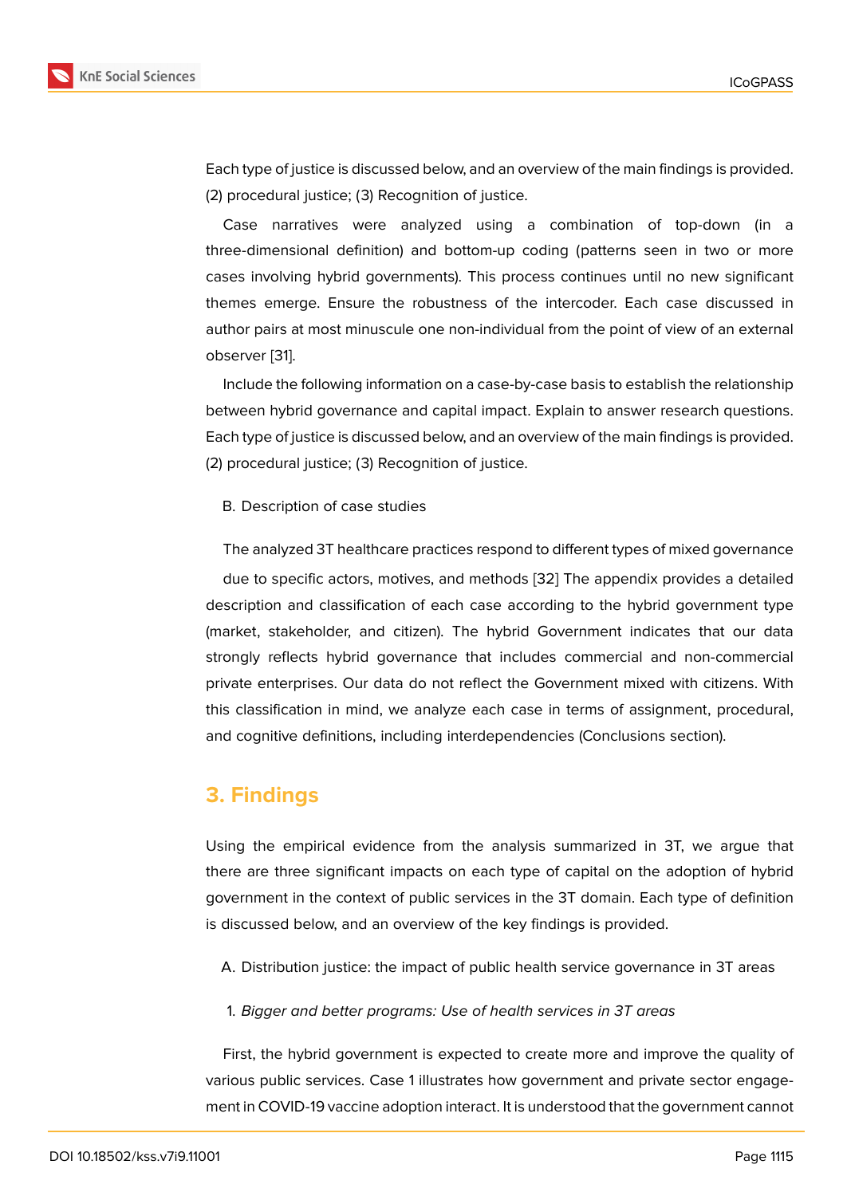Each type of justice is discussed below, and an overview of the main findings is provided. (2) procedural justice; (3) Recognition of justice.

Case narratives were analyzed using a combination of top-down (in a three-dimensional definition) and bottom-up coding (patterns seen in two or more cases involving hybrid governments). This process continues until no new significant themes emerge. Ensure the robustness of the intercoder. Each case discussed in author pairs at most minuscule one non-individual from the point of view of an external observer [31].

Include the following information on a case-by-case basis to establish the relationship between hybrid governance and capital impact. Explain to answer research questions. Each type of justice is discussed below, and an overview of the main findings is provided. (2) procedural justice; (3) Recognition of justice.

B. Description of case studies

The analyzed 3T healthcare practices respond to different types of mixed governance due to specific actors, motives, and methods [32] The appendix provides a detailed description and classification of each case according to the hybrid government type (market, stakeholder, and citizen). The hybrid Government indicates that our data strongly reflects hybrid governance that includes commercial and non-commercial private enterprises. Our data do not reflect the Government mixed with citizens. With this classification in mind, we analyze each case in terms of assignment, procedural, and cognitive definitions, including interdependencies (Conclusions section).

## 3. Findings

Using the empirical evidence from the analysis summarized in 3T, we argue that there are three significant impacts on each type of capital on the adoption of hybrid government in the context of public services in the 3T domain. Each type of definition is discussed below, and an overview of the key findings is provided.

A. Distribution justice: the impact of public health service governance in 3T areas

1. *Bigger and better programs: Use of health services in 3T areas*

First, the hybrid government is expected to create more and improve the quality of various public services. Case 1 illustrates how government and private sector engagement in COVID-19 vaccine adoption interact. It is understood that the government cannot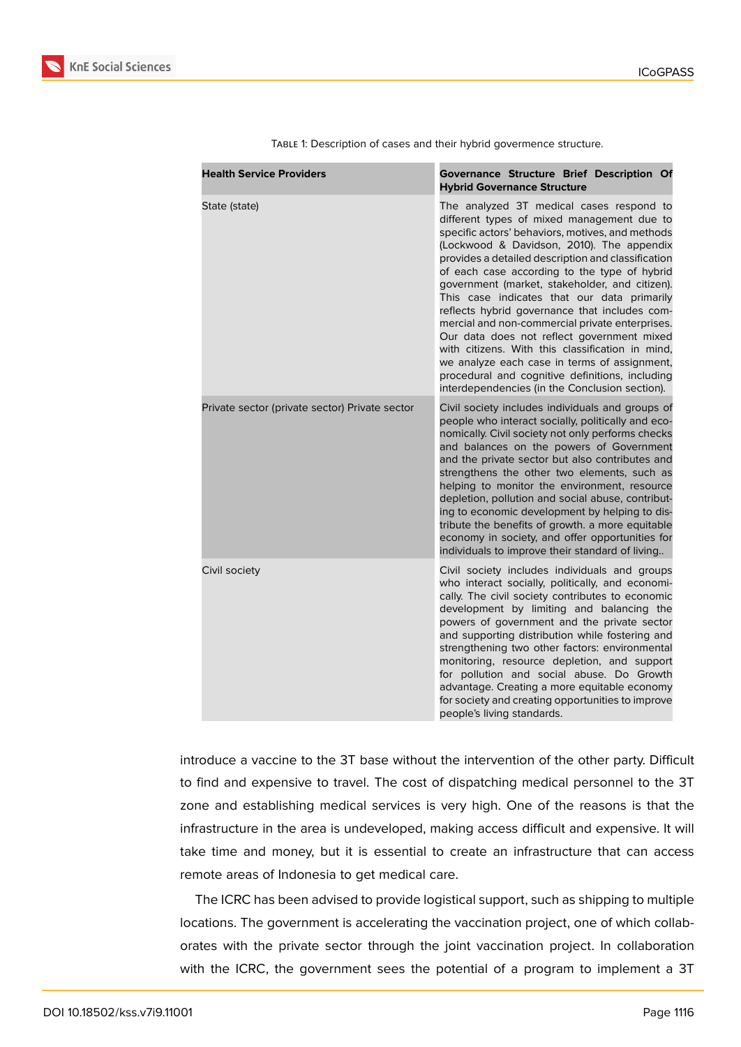Table 1: Description of cases and their hybrid govermence structure.

| Health Service Providers | Governance Structure Brief Description Of Hybrid Governance Structure |
|---|---|
| State (state) | The analyzed 3T medical cases respond to different types of mixed management due to specific actors' behaviors, motives, and methods (Lockwood & Davidson, 2010). The appendix provides a detailed description and classification of each case according to the type of hybrid government (market, stakeholder, and citizen). This case indicates that our data primarily reflects hybrid governance that includes commercial and non-commercial private enterprises. Our data does not reflect government mixed with citizens. With this classification in mind, we analyze each case in terms of assignment, procedural and cognitive definitions, including interdependencies (in the Conclusion section). |
| Private sector (private sector) Private sector | Civil society includes individuals and groups of people who interact socially, politically and economically. Civil society not only performs checks and balances on the powers of Government and the private sector but also contributes and strengthens the other two elements, such as helping to monitor the environment, resource depletion, pollution and social abuse, contributing to economic development by helping to distribute the benefits of growth. a more equitable economy in society, and offer opportunities for individuals to improve their standard of living.. |
| Civil society | Civil society includes individuals and groups who interact socially, politically, and economically. The civil society contributes to economic development by limiting and balancing the powers of government and the private sector and supporting distribution while fostering and strengthening two other factors: environmental monitoring, resource depletion, and support for pollution and social abuse. Do Growth advantage. Creating a more equitable economy for society and creating opportunities to improve people's living standards. |

introduce a vaccine to the 3T base without the intervention of the other party. Difficult to find and expensive to travel. The cost of dispatching medical personnel to the 3T zone and establishing medical services is very high. One of the reasons is that the infrastructure in the area is undeveloped, making access difficult and expensive. It will take time and money, but it is essential to create an infrastructure that can access remote areas of Indonesia to get medical care.

The ICRC has been advised to provide logistical support, such as shipping to multiple locations. The government is accelerating the vaccination project, one of which collaborates with the private sector through the joint vaccination project. In collaboration with the ICRC, the government sees the potential of a program to implement a 3T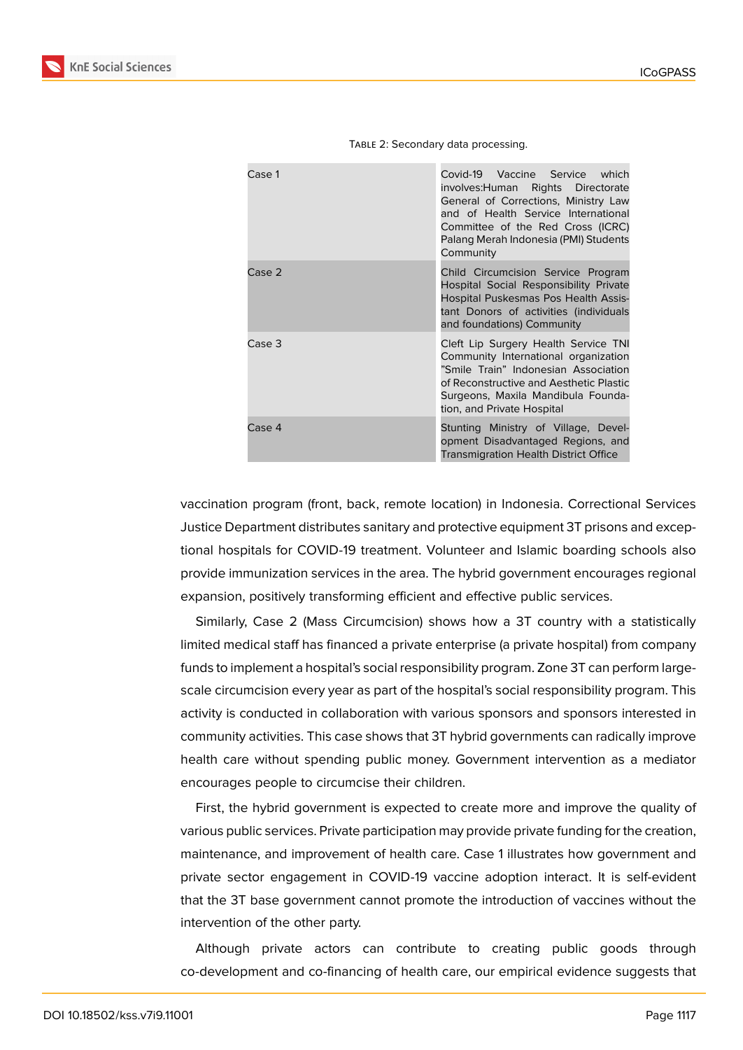Table 2: Secondary data processing.

| | |
|---|---|
| Case 1 | Covid-19 Vaccine Service which involves:Human Rights Directorate General of Corrections, Ministry Law and of Health Service International Committee of the Red Cross (ICRC) Palang Merah Indonesia (PMI) Students Community |
| Case 2 | Child Circumcision Service Program Hospital Social Responsibility Private Hospital Puskesmas Pos Health Assistant Donors of activities (individuals and foundations) Community |
| Case 3 | Cleft Lip Surgery Health Service TNI Community International organization "Smile Train" Indonesian Association of Reconstructive and Aesthetic Plastic Surgeons, Maxila Mandibula Foundation, and Private Hospital |
| Case 4 | Stunting Ministry of Village, Development Disadvantaged Regions, and Transmigration Health District Office |

vaccination program (front, back, remote location) in Indonesia. Correctional Services Justice Department distributes sanitary and protective equipment 3T prisons and exceptional hospitals for COVID-19 treatment. Volunteer and Islamic boarding schools also provide immunization services in the area. The hybrid government encourages regional expansion, positively transforming efficient and effective public services.

Similarly, Case 2 (Mass Circumcision) shows how a 3T country with a statistically limited medical staff has financed a private enterprise (a private hospital) from company funds to implement a hospital's social responsibility program. Zone 3T can perform large-scale circumcision every year as part of the hospital's social responsibility program. This activity is conducted in collaboration with various sponsors and sponsors interested in community activities. This case shows that 3T hybrid governments can radically improve health care without spending public money. Government intervention as a mediator encourages people to circumcise their children.

First, the hybrid government is expected to create more and improve the quality of various public services. Private participation may provide private funding for the creation, maintenance, and improvement of health care. Case 1 illustrates how government and private sector engagement in COVID-19 vaccine adoption interact. It is self-evident that the 3T base government cannot promote the introduction of vaccines without the intervention of the other party.

Although private actors can contribute to creating public goods through co-development and co-financing of health care, our empirical evidence suggests that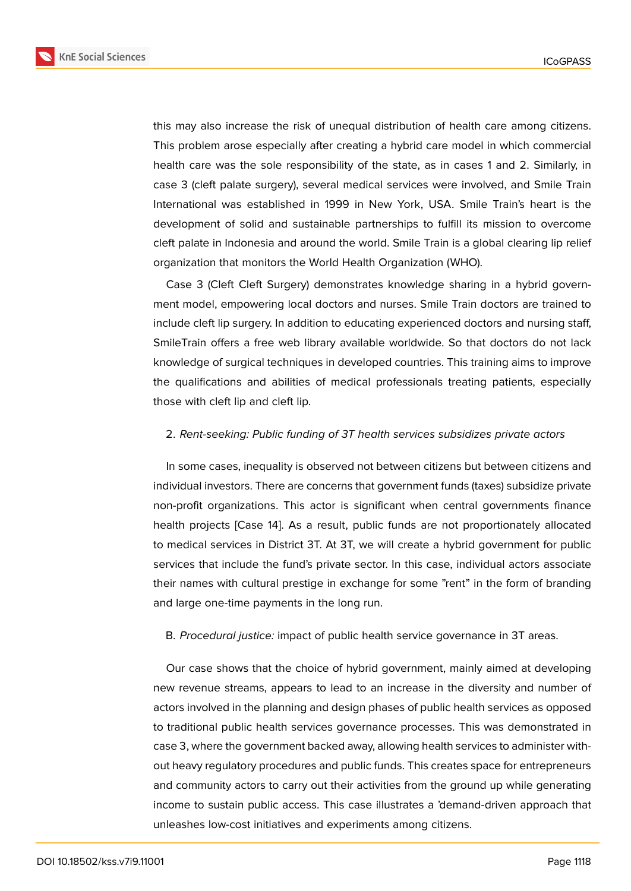this may also increase the risk of unequal distribution of health care among citizens. This problem arose especially after creating a hybrid care model in which commercial health care was the sole responsibility of the state, as in cases 1 and 2. Similarly, in case 3 (cleft palate surgery), several medical services were involved, and Smile Train International was established in 1999 in New York, USA. Smile Train's heart is the development of solid and sustainable partnerships to fulfill its mission to overcome cleft palate in Indonesia and around the world. Smile Train is a global clearing lip relief organization that monitors the World Health Organization (WHO).

Case 3 (Cleft Cleft Surgery) demonstrates knowledge sharing in a hybrid government model, empowering local doctors and nurses. Smile Train doctors are trained to include cleft lip surgery. In addition to educating experienced doctors and nursing staff, SmileTrain offers a free web library available worldwide. So that doctors do not lack knowledge of surgical techniques in developed countries. This training aims to improve the qualifications and abilities of medical professionals treating patients, especially those with cleft lip and cleft lip.

2. *Rent-seeking: Public funding of 3T health services subsidizes private actors*

In some cases, inequality is observed not between citizens but between citizens and individual investors. There are concerns that government funds (taxes) subsidize private non-profit organizations. This actor is significant when central governments finance health projects [Case 14]. As a result, public funds are not proportionately allocated to medical services in District 3T. At 3T, we will create a hybrid government for public services that include the fund's private sector. In this case, individual actors associate their names with cultural prestige in exchange for some "rent" in the form of branding and large one-time payments in the long run.

B. *Procedural justice:* impact of public health service governance in 3T areas.

Our case shows that the choice of hybrid government, mainly aimed at developing new revenue streams, appears to lead to an increase in the diversity and number of actors involved in the planning and design phases of public health services as opposed to traditional public health services governance processes. This was demonstrated in case 3, where the government backed away, allowing health services to administer without heavy regulatory procedures and public funds. This creates space for entrepreneurs and community actors to carry out their activities from the ground up while generating income to sustain public access. This case illustrates a 'demand-driven approach that unleashes low-cost initiatives and experiments among citizens.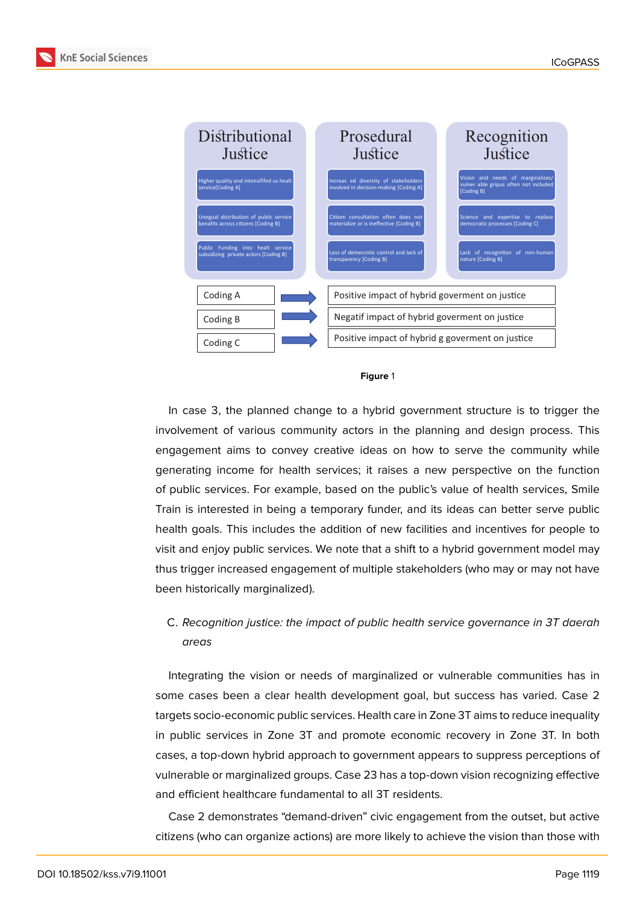| Distributional Justice | Prosedural Justice | Recognition Justice |
| --- | --- | --- |
| Higher quality and intensififed us healt service[Coding A] | Increas ed diversity of stakeholders involved in decision-making [Coding A] | Vision and needs of marginalizes/ vulner able gripus often not included [Coding B] |
| Unegual distribution of public service benafits across citizens [Coding B] | Citizen consultation often does not materialize or is ineffective [Coding B] | Science and expertise to replace democratic processes [Coding C] |
| Public Funding into healt service subsidizing private actors [Coding B] | Loss of demecrotic control and lack of transparency [Coding B] | Lack of recognition of non-human nature [Coding B] |

| Coding | Impact |
| --- | --- |
| Coding A | Positive impact of hybrid goverment on justice |
| Coding B | Negatif impact of hybrid goverment on justice |
| Coding C | Positive impact of hybrid g goverment on justice |

**Figure** 1

In case 3, the planned change to a hybrid government structure is to trigger the involvement of various community actors in the planning and design process. This engagement aims to convey creative ideas on how to serve the community while generating income for health services; it raises a new perspective on the function of public services. For example, based on the public's value of health services, Smile Train is interested in being a temporary funder, and its ideas can better serve public health goals. This includes the addition of new facilities and incentives for people to visit and enjoy public services. We note that a shift to a hybrid government model may thus trigger increased engagement of multiple stakeholders (who may or may not have been historically marginalized).

C. *Recognition justice: the impact of public health service governance in 3T daerah areas*

Integrating the vision or needs of marginalized or vulnerable communities has in some cases been a clear health development goal, but success has varied. Case 2 targets socio-economic public services. Health care in Zone 3T aims to reduce inequality in public services in Zone 3T and promote economic recovery in Zone 3T. In both cases, a top-down hybrid approach to government appears to suppress perceptions of vulnerable or marginalized groups. Case 23 has a top-down vision recognizing effective and efficient healthcare fundamental to all 3T residents.

Case 2 demonstrates "demand-driven" civic engagement from the outset, but active citizens (who can organize actions) are more likely to achieve the vision than those with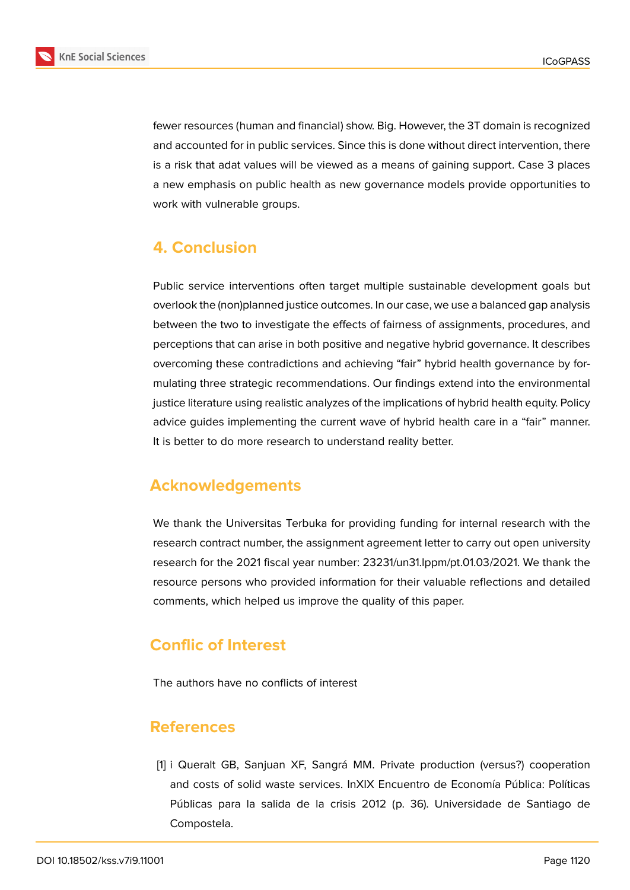fewer resources (human and financial) show. Big. However, the 3T domain is recognized and accounted for in public services. Since this is done without direct intervention, there is a risk that adat values will be viewed as a means of gaining support. Case 3 places a new emphasis on public health as new governance models provide opportunities to work with vulnerable groups.

## 4. Conclusion

Public service interventions often target multiple sustainable development goals but overlook the (non)planned justice outcomes. In our case, we use a balanced gap analysis between the two to investigate the effects of fairness of assignments, procedures, and perceptions that can arise in both positive and negative hybrid governance. It describes overcoming these contradictions and achieving "fair" hybrid health governance by formulating three strategic recommendations. Our findings extend into the environmental justice literature using realistic analyzes of the implications of hybrid health equity. Policy advice guides implementing the current wave of hybrid health care in a "fair" manner. It is better to do more research to understand reality better.

## Acknowledgements

We thank the Universitas Terbuka for providing funding for internal research with the research contract number, the assignment agreement letter to carry out open university research for the 2021 fiscal year number: 23231/un31.lppm/pt.01.03/2021. We thank the resource persons who provided information for their valuable reflections and detailed comments, which helped us improve the quality of this paper.

## Conflic of Interest

The authors have no conflicts of interest

## References

[1] i Queralt GB, Sanjuan XF, Sangrá MM. Private production (versus?) cooperation and costs of solid waste services. InXIX Encuentro de Economía Pública: Políticas Públicas para la salida de la crisis 2012 (p. 36). Universidade de Santiago de Compostela.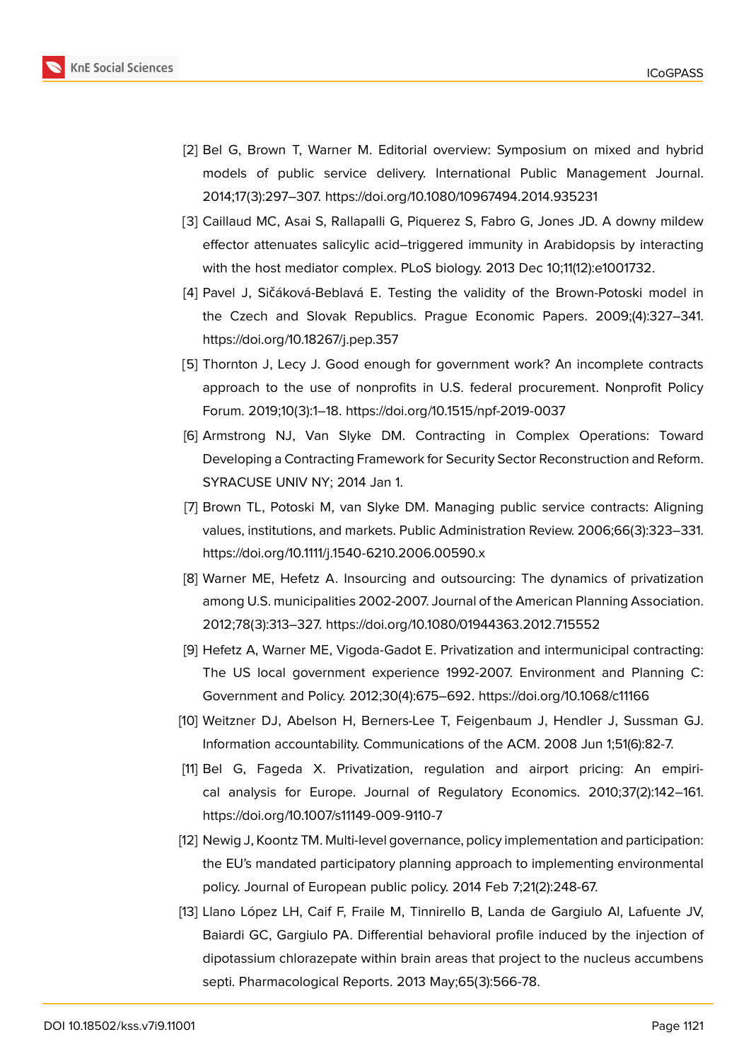[2] Bel G, Brown T, Warner M. Editorial overview: Symposium on mixed and hybrid models of public service delivery. International Public Management Journal. 2014;17(3):297–307. https://doi.org/10.1080/10967494.2014.935231

[3] Caillaud MC, Asai S, Rallapalli G, Piquerez S, Fabro G, Jones JD. A downy mildew effector attenuates salicylic acid–triggered immunity in Arabidopsis by interacting with the host mediator complex. PLoS biology. 2013 Dec 10;11(12):e1001732.

[4] Pavel J, Sičáková-Beblavá E. Testing the validity of the Brown-Potoski model in the Czech and Slovak Republics. Prague Economic Papers. 2009;(4):327–341. https://doi.org/10.18267/j.pep.357

[5] Thornton J, Lecy J. Good enough for government work? An incomplete contracts approach to the use of nonprofits in U.S. federal procurement. Nonprofit Policy Forum. 2019;10(3):1–18. https://doi.org/10.1515/npf-2019-0037

[6] Armstrong NJ, Van Slyke DM. Contracting in Complex Operations: Toward Developing a Contracting Framework for Security Sector Reconstruction and Reform. SYRACUSE UNIV NY; 2014 Jan 1.

[7] Brown TL, Potoski M, van Slyke DM. Managing public service contracts: Aligning values, institutions, and markets. Public Administration Review. 2006;66(3):323–331. https://doi.org/10.1111/j.1540-6210.2006.00590.x

[8] Warner ME, Hefetz A. Insourcing and outsourcing: The dynamics of privatization among U.S. municipalities 2002-2007. Journal of the American Planning Association. 2012;78(3):313–327. https://doi.org/10.1080/01944363.2012.715552

[9] Hefetz A, Warner ME, Vigoda-Gadot E. Privatization and intermunicipal contracting: The US local government experience 1992-2007. Environment and Planning C: Government and Policy. 2012;30(4):675–692. https://doi.org/10.1068/c11166

[10] Weitzner DJ, Abelson H, Berners-Lee T, Feigenbaum J, Hendler J, Sussman GJ. Information accountability. Communications of the ACM. 2008 Jun 1;51(6):82-7.

[11] Bel G, Fageda X. Privatization, regulation and airport pricing: An empirical analysis for Europe. Journal of Regulatory Economics. 2010;37(2):142–161. https://doi.org/10.1007/s11149-009-9110-7

[12] Newig J, Koontz TM. Multi-level governance, policy implementation and participation: the EU's mandated participatory planning approach to implementing environmental policy. Journal of European public policy. 2014 Feb 7;21(2):248-67.

[13] Llano López LH, Caif F, Fraile M, Tinnirello B, Landa de Gargiulo AI, Lafuente JV, Baiardi GC, Gargiulo PA. Differential behavioral profile induced by the injection of dipotassium chlorazepate within brain areas that project to the nucleus accumbens septi. Pharmacological Reports. 2013 May;65(3):566-78.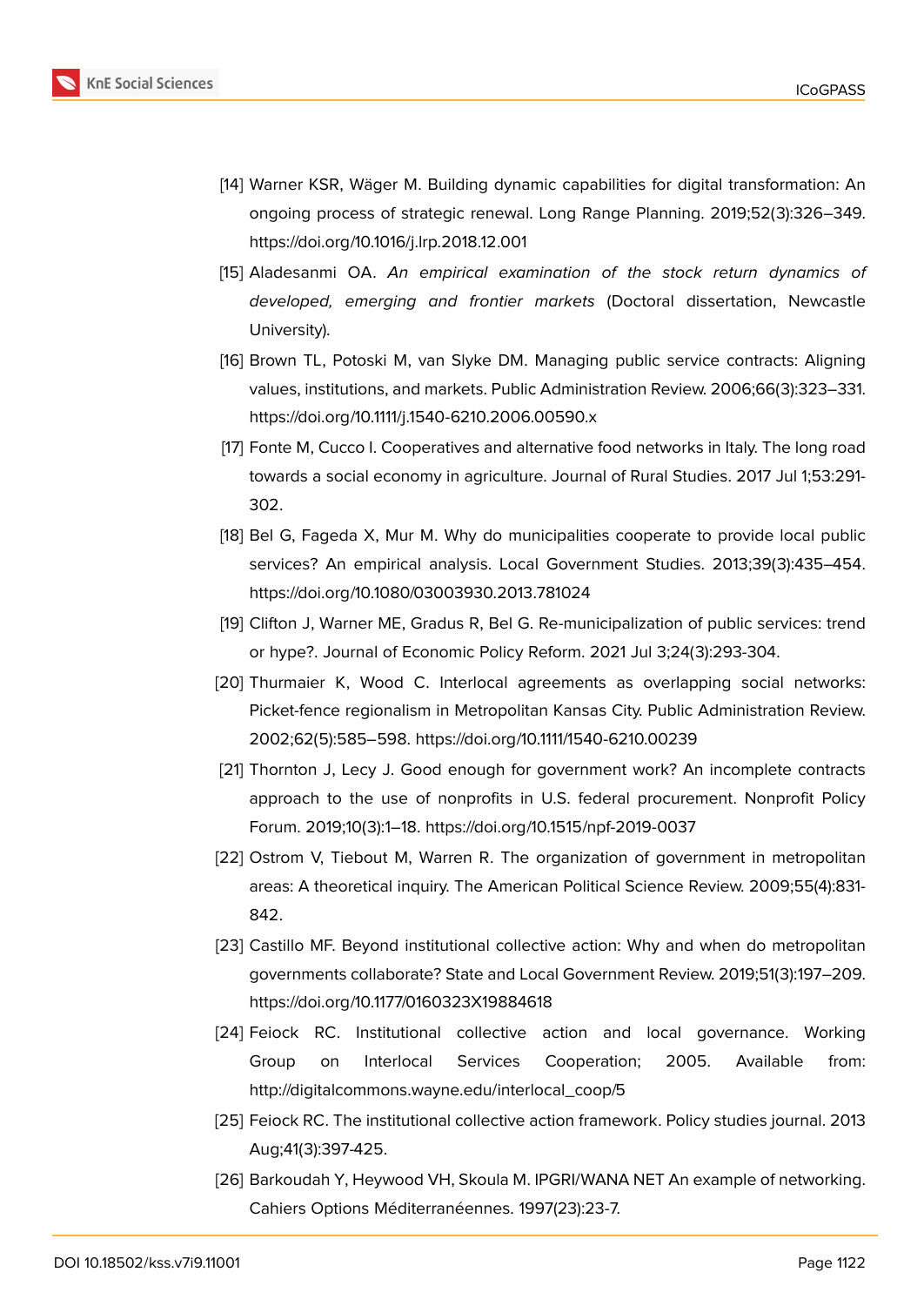[14] Warner KSR, Wäger M. Building dynamic capabilities for digital transformation: An ongoing process of strategic renewal. Long Range Planning. 2019;52(3):326–349. https://doi.org/10.1016/j.lrp.2018.12.001

[15] Aladesanmi OA. *An empirical examination of the stock return dynamics of developed, emerging and frontier markets* (Doctoral dissertation, Newcastle University).

[16] Brown TL, Potoski M, van Slyke DM. Managing public service contracts: Aligning values, institutions, and markets. Public Administration Review. 2006;66(3):323–331. https://doi.org/10.1111/j.1540-6210.2006.00590.x

[17] Fonte M, Cucco I. Cooperatives and alternative food networks in Italy. The long road towards a social economy in agriculture. Journal of Rural Studies. 2017 Jul 1;53:291-302.

[18] Bel G, Fageda X, Mur M. Why do municipalities cooperate to provide local public services? An empirical analysis. Local Government Studies. 2013;39(3):435–454. https://doi.org/10.1080/03003930.2013.781024

[19] Clifton J, Warner ME, Gradus R, Bel G. Re-municipalization of public services: trend or hype?. Journal of Economic Policy Reform. 2021 Jul 3;24(3):293-304.

[20] Thurmaier K, Wood C. Interlocal agreements as overlapping social networks: Picket-fence regionalism in Metropolitan Kansas City. Public Administration Review. 2002;62(5):585–598. https://doi.org/10.1111/1540-6210.00239

[21] Thornton J, Lecy J. Good enough for government work? An incomplete contracts approach to the use of nonprofits in U.S. federal procurement. Nonprofit Policy Forum. 2019;10(3):1–18. https://doi.org/10.1515/npf-2019-0037

[22] Ostrom V, Tiebout M, Warren R. The organization of government in metropolitan areas: A theoretical inquiry. The American Political Science Review. 2009;55(4):831-842.

[23] Castillo MF. Beyond institutional collective action: Why and when do metropolitan governments collaborate? State and Local Government Review. 2019;51(3):197–209. https://doi.org/10.1177/0160323X19884618

[24] Feiock RC. Institutional collective action and local governance. Working Group on Interlocal Services Cooperation; 2005. Available from: http://digitalcommons.wayne.edu/interlocal_coop/5

[25] Feiock RC. The institutional collective action framework. Policy studies journal. 2013 Aug;41(3):397-425.

[26] Barkoudah Y, Heywood VH, Skoula M. IPGRI/WANA NET An example of networking. Cahiers Options Méditerranéennes. 1997(23):23-7.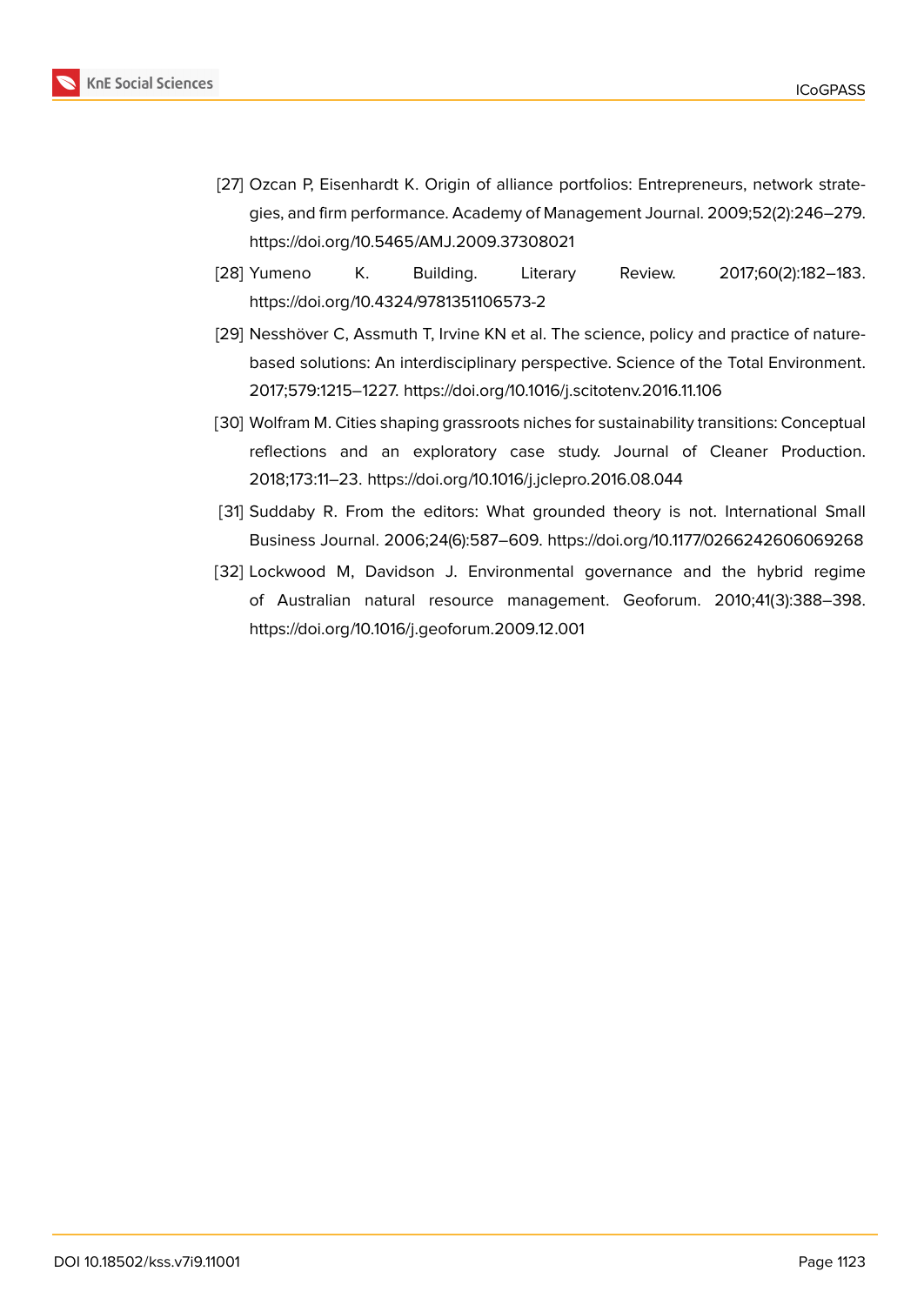[27] Ozcan P, Eisenhardt K. Origin of alliance portfolios: Entrepreneurs, network strategies, and firm performance. Academy of Management Journal. 2009;52(2):246–279. https://doi.org/10.5465/AMJ.2009.37308021

[28] Yumeno K. Building. Literary Review. 2017;60(2):182–183. https://doi.org/10.4324/9781351106573-2

[29] Nesshöver C, Assmuth T, Irvine KN et al. The science, policy and practice of nature-based solutions: An interdisciplinary perspective. Science of the Total Environment. 2017;579:1215–1227. https://doi.org/10.1016/j.scitotenv.2016.11.106

[30] Wolfram M. Cities shaping grassroots niches for sustainability transitions: Conceptual reflections and an exploratory case study. Journal of Cleaner Production. 2018;173:11–23. https://doi.org/10.1016/j.jclepro.2016.08.044

[31] Suddaby R. From the editors: What grounded theory is not. International Small Business Journal. 2006;24(6):587–609. https://doi.org/10.1177/0266242606069268

[32] Lockwood M, Davidson J. Environmental governance and the hybrid regime of Australian natural resource management. Geoforum. 2010;41(3):388–398. https://doi.org/10.1016/j.geoforum.2009.12.001